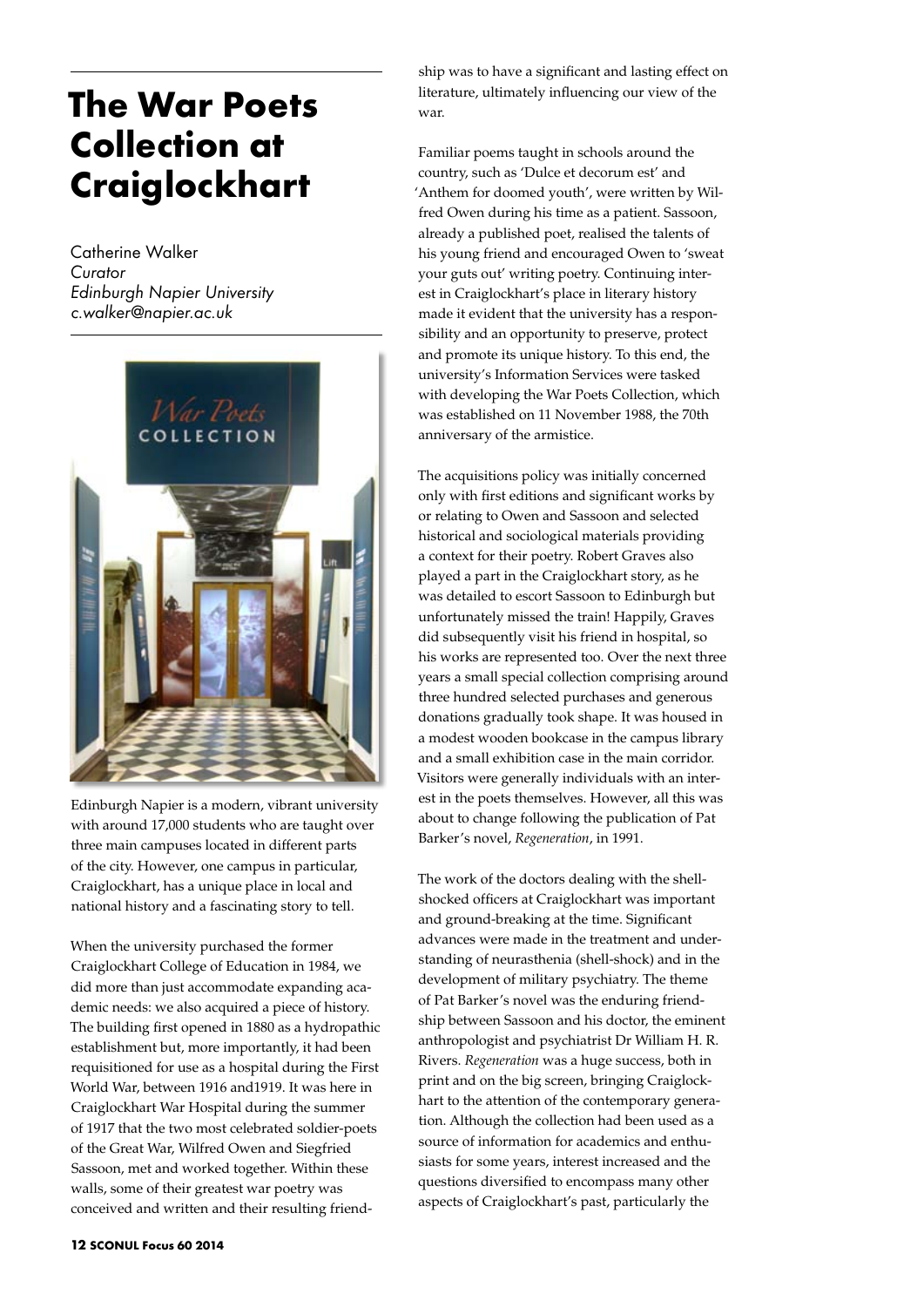# The War Poets Collection at Craiglockhart

Catherine Walker
*Curator*
*Edinburgh Napier University*
*c.walker@napier.ac.uk*

Edinburgh Napier is a modern, vibrant university with around 17,000 students who are taught over three main campuses located in different parts of the city. However, one campus in particular, Craiglockhart, has a unique place in local and national history and a fascinating story to tell.

When the university purchased the former Craiglockhart College of Education in 1984, we did more than just accommodate expanding academic needs: we also acquired a piece of history. The building first opened in 1880 as a hydropathic establishment but, more importantly, it had been requisitioned for use as a hospital during the First World War, between 1916 and1919. It was here in Craiglockhart War Hospital during the summer of 1917 that the two most celebrated soldier-poets of the Great War, Wilfred Owen and Siegfried Sassoon, met and worked together. Within these walls, some of their greatest war poetry was conceived and written and their resulting friendship was to have a significant and lasting effect on literature, ultimately influencing our view of the war.

Familiar poems taught in schools around the country, such as 'Dulce et decorum est' and 'Anthem for doomed youth', were written by Wilfred Owen during his time as a patient. Sassoon, already a published poet, realised the talents of his young friend and encouraged Owen to 'sweat your guts out' writing poetry. Continuing interest in Craiglockhart's place in literary history made it evident that the university has a responsibility and an opportunity to preserve, protect and promote its unique history. To this end, the university's Information Services were tasked with developing the War Poets Collection, which was established on 11 November 1988, the 70th anniversary of the armistice.

The acquisitions policy was initially concerned only with first editions and significant works by or relating to Owen and Sassoon and selected historical and sociological materials providing a context for their poetry. Robert Graves also played a part in the Craiglockhart story, as he was detailed to escort Sassoon to Edinburgh but unfortunately missed the train! Happily, Graves did subsequently visit his friend in hospital, so his works are represented too. Over the next three years a small special collection comprising around three hundred selected purchases and generous donations gradually took shape. It was housed in a modest wooden bookcase in the campus library and a small exhibition case in the main corridor. Visitors were generally individuals with an interest in the poets themselves. However, all this was about to change following the publication of Pat Barker's novel, *Regeneration*, in 1991.

The work of the doctors dealing with the shell-shocked officers at Craiglockhart was important and ground-breaking at the time. Significant advances were made in the treatment and understanding of neurasthenia (shell-shock) and in the development of military psychiatry. The theme of Pat Barker's novel was the enduring friendship between Sassoon and his doctor, the eminent anthropologist and psychiatrist Dr William H. R. Rivers. *Regeneration* was a huge success, both in print and on the big screen, bringing Craiglockhart to the attention of the contemporary generation. Although the collection had been used as a source of information for academics and enthusiasts for some years, interest increased and the questions diversified to encompass many other aspects of Craiglockhart's past, particularly the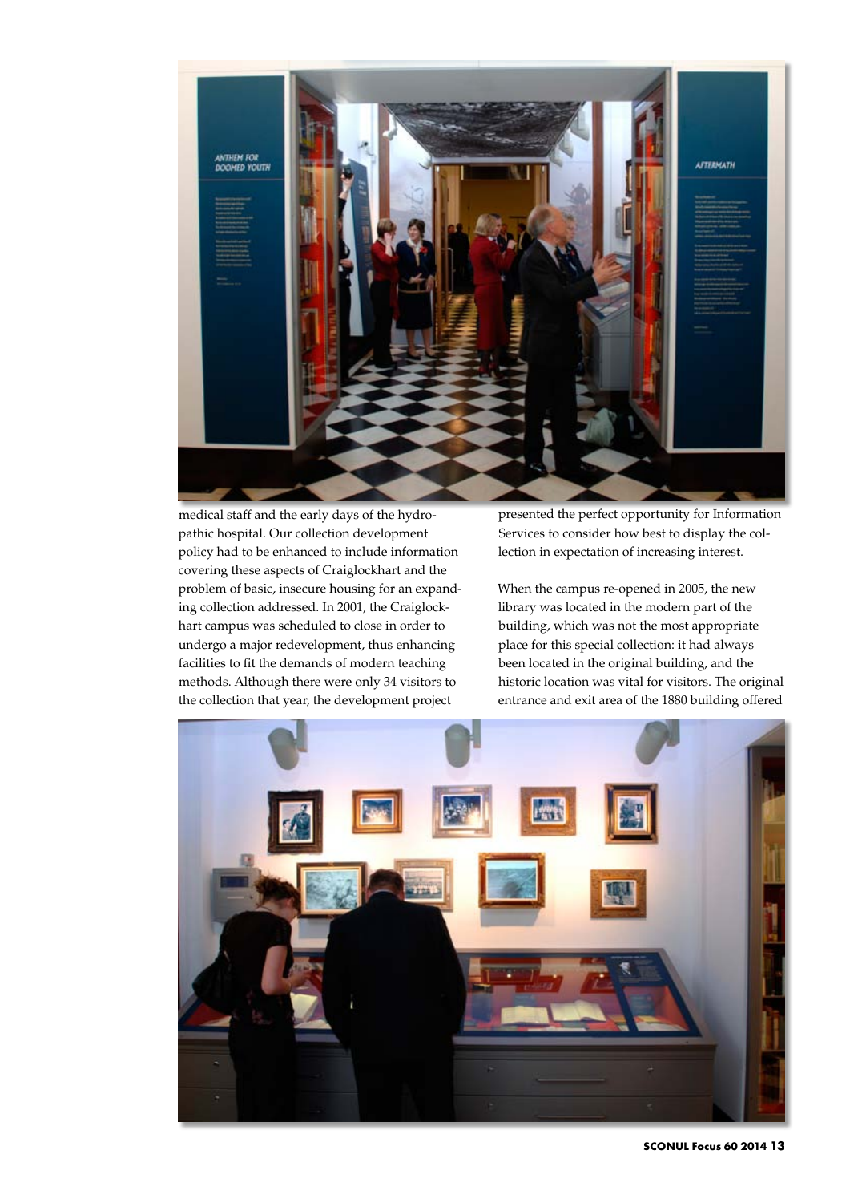medical staff and the early days of the hydropathic hospital. Our collection development policy had to be enhanced to include information covering these aspects of Craiglockhart and the problem of basic, insecure housing for an expanding collection addressed. In 2001, the Craiglockhart campus was scheduled to close in order to undergo a major redevelopment, thus enhancing facilities to fit the demands of modern teaching methods. Although there were only 34 visitors to the collection that year, the development project presented the perfect opportunity for Information Services to consider how best to display the collection in expectation of increasing interest.

When the campus re-opened in 2005, the new library was located in the modern part of the building, which was not the most appropriate place for this special collection: it had always been located in the original building, and the historic location was vital for visitors. The original entrance and exit area of the 1880 building offered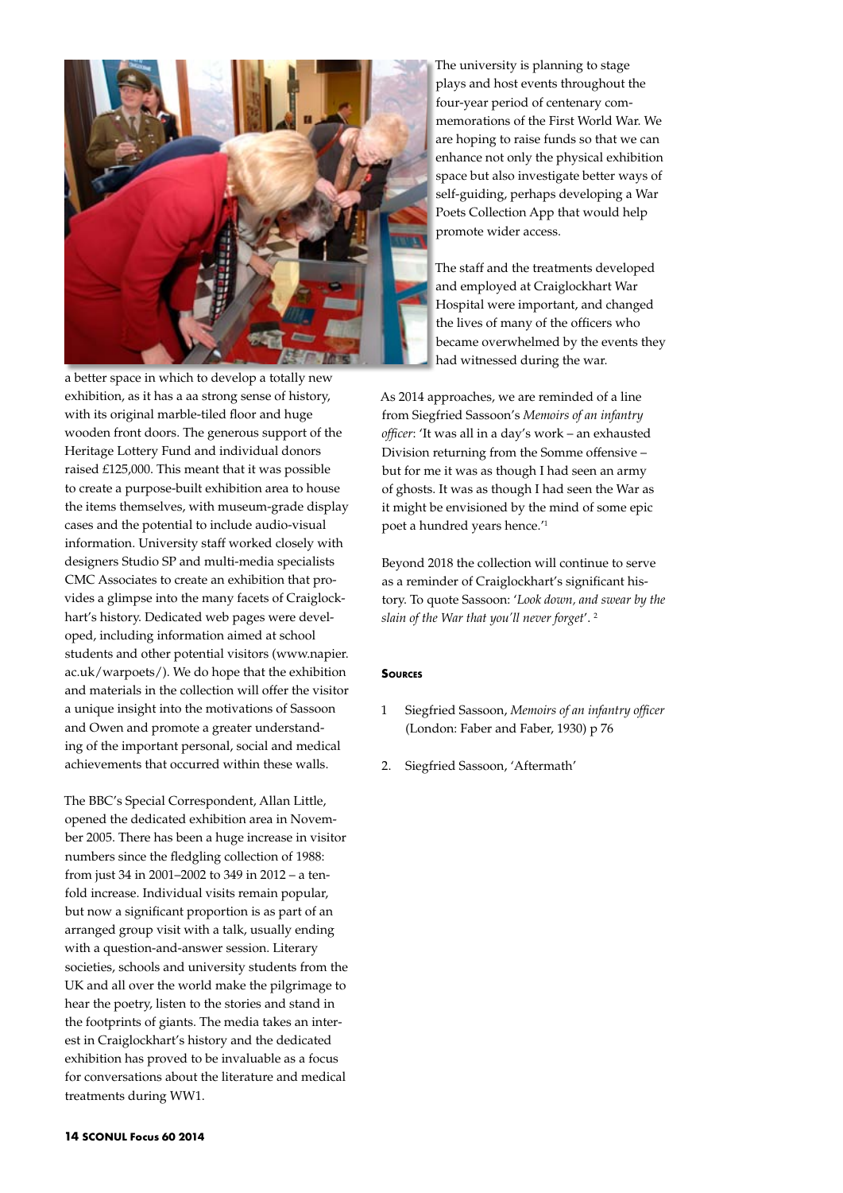a better space in which to develop a totally new exhibition, as it has a aa strong sense of history, with its original marble-tiled floor and huge wooden front doors. The generous support of the Heritage Lottery Fund and individual donors raised £125,000. This meant that it was possible to create a purpose-built exhibition area to house the items themselves, with museum-grade display cases and the potential to include audio-visual information. University staff worked closely with designers Studio SP and multi-media specialists CMC Associates to create an exhibition that provides a glimpse into the many facets of Craiglockhart's history. Dedicated web pages were developed, including information aimed at school students and other potential visitors (www.napier.ac.uk/warpoets/). We do hope that the exhibition and materials in the collection will offer the visitor a unique insight into the motivations of Sassoon and Owen and promote a greater understanding of the important personal, social and medical achievements that occurred within these walls.

The BBC's Special Correspondent, Allan Little, opened the dedicated exhibition area in November 2005. There has been a huge increase in visitor numbers since the fledgling collection of 1988: from just 34 in 2001–2002 to 349 in 2012 – a tenfold increase. Individual visits remain popular, but now a significant proportion is as part of an arranged group visit with a talk, usually ending with a question-and-answer session. Literary societies, schools and university students from the UK and all over the world make the pilgrimage to hear the poetry, listen to the stories and stand in the footprints of giants. The media takes an interest in Craiglockhart's history and the dedicated exhibition has proved to be invaluable as a focus for conversations about the literature and medical treatments during WW1.

The university is planning to stage plays and host events throughout the four-year period of centenary commemorations of the First World War. We are hoping to raise funds so that we can enhance not only the physical exhibition space but also investigate better ways of self-guiding, perhaps developing a War Poets Collection App that would help promote wider access.

The staff and the treatments developed and employed at Craiglockhart War Hospital were important, and changed the lives of many of the officers who became overwhelmed by the events they had witnessed during the war.

As 2014 approaches, we are reminded of a line from Siegfried Sassoon's *Memoirs of an infantry officer*: 'It was all in a day's work – an exhausted Division returning from the Somme offensive – but for me it was as though I had seen an army of ghosts. It was as though I had seen the War as it might be envisioned by the mind of some epic poet a hundred years hence.'[1]

Beyond 2018 the collection will continue to serve as a reminder of Craiglockhart's significant history. To quote Sassoon: '*Look down, and swear by the slain of the War that you'll never forget*'. [2]

### Sources

1 Siegfried Sassoon, *Memoirs of an infantry officer* (London: Faber and Faber, 1930) p 76

2. Siegfried Sassoon, 'Aftermath'